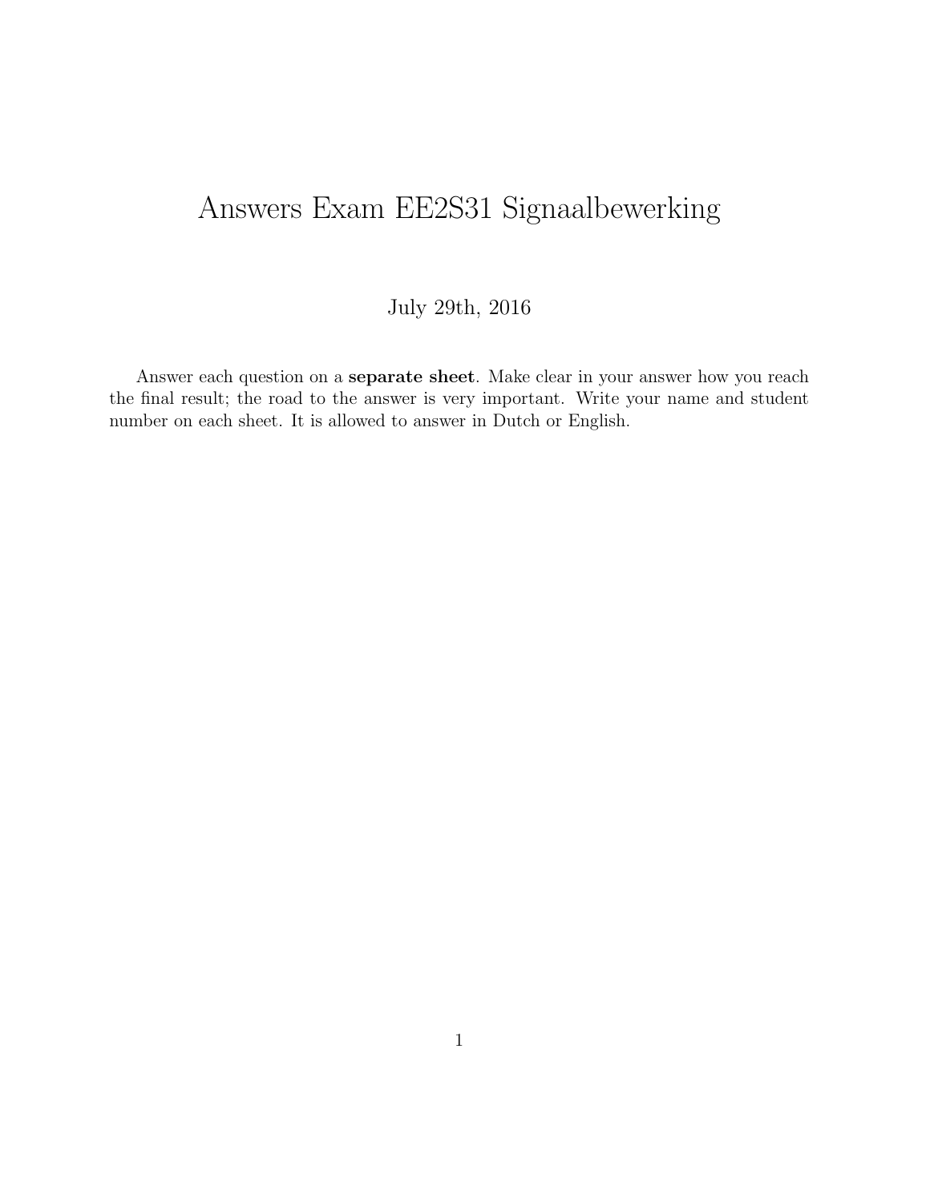# Answers Exam EE2S31 Signaalbewerking

July 29th, 2016

Answer each question on a **separate sheet**. Make clear in your answer how you reach the final result; the road to the answer is very important. Write your name and student number on each sheet. It is allowed to answer in Dutch or English.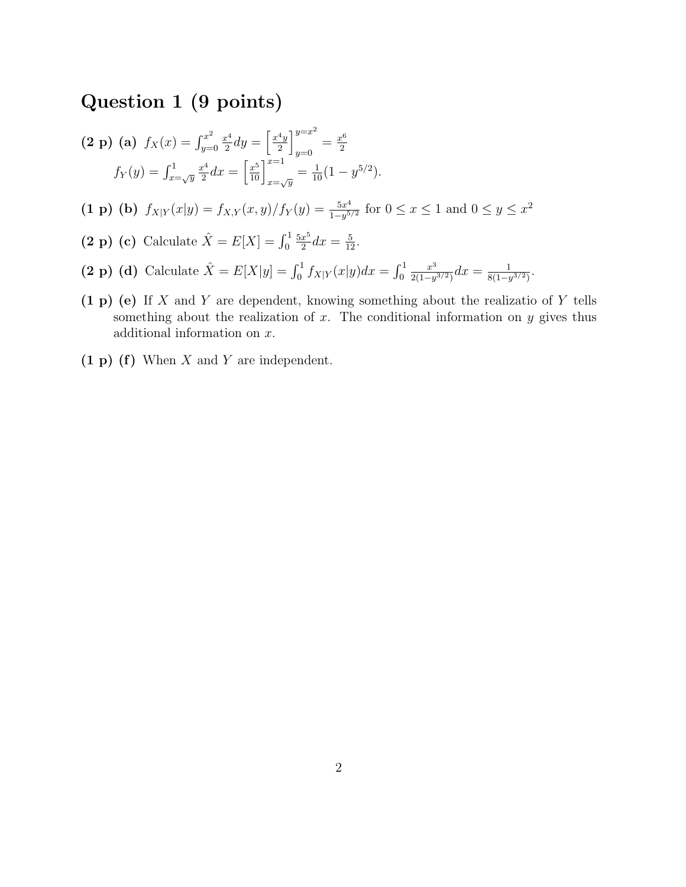## Question 1 (9 points)

**(2 p) (a)** $f_X(x) = \int_{y=0}^{x^2} \frac{x^4}{2} dy = \left[\frac{x^4 y}{2}\right]_{y=0}^{y=x^2} = \frac{x^6}{2}$

$f_Y(y) = \int_{x=\sqrt{y}}^{1} \frac{x^4}{2} dx = \left[\frac{x^5}{10}\right]_{x=\sqrt{y}}^{x=1} = \frac{1}{10}(1 - y^{5/2})$.

**(1 p) (b)** $f_{X|Y}(x|y) = f_{X,Y}(x,y)/f_Y(y) = \frac{5x^4}{1-y^{5/2}}$ for $0 \le x \le 1$ and $0 \le y \le x^2$

**(2 p) (c)** Calculate $\hat{X} = E[X] = \int_0^1 \frac{5x^5}{2} dx = \frac{5}{12}$.

**(2 p) (d)** Calculate $\hat{X} = E[X|y] = \int_0^1 f_{X|Y}(x|y) dx = \int_0^1 \frac{x^3}{2(1-y^{3/2})} dx = \frac{1}{8(1-y^{3/2})}$.

**(1 p) (e)** If $X$ and $Y$ are dependent, knowing something about the realizatio of $Y$ tells something about the realization of $x$. The conditional information on $y$ gives thus additional information on $x$.

**(1 p) (f)** When $X$ and $Y$ are independent.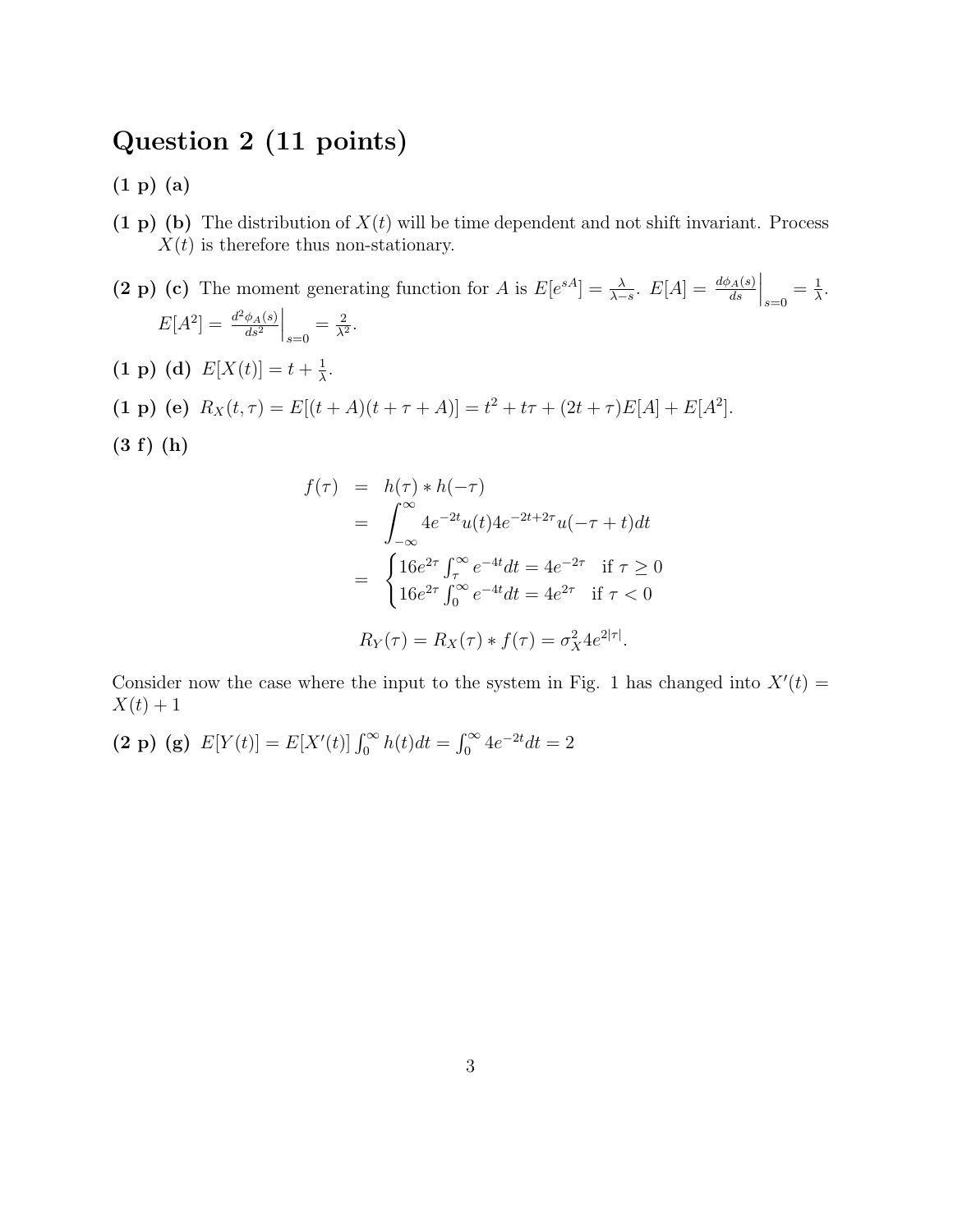# Question 2 (11 points)

**(1 p) (a)**

**(1 p) (b)** The distribution of $X(t)$ will be time dependent and not shift invariant. Process $X(t)$ is therefore thus non-stationary.

**(2 p) (c)** The moment generating function for $A$ is $E[e^{sA}] = \frac{\lambda}{\lambda - s}$. $E[A] = \left.\frac{d\phi_A(s)}{ds}\right|_{s=0} = \frac{1}{\lambda}$. $E[A^2] = \left.\frac{d^2\phi_A(s)}{ds^2}\right|_{s=0} = \frac{2}{\lambda^2}$.

**(1 p) (d)** $E[X(t)] = t + \frac{1}{\lambda}$.

**(1 p) (e)** $R_X(t, \tau) = E[(t + A)(t + \tau + A)] = t^2 + t\tau + (2t + \tau)E[A] + E[A^2]$.

**(3 f) (h)**

$$
\begin{aligned}
f(\tau) &= h(\tau) * h(-\tau) \\
&= \int_{-\infty}^{\infty} 4e^{-2t}u(t)4e^{-2t+2\tau}u(-\tau + t)dt \\
&= \begin{cases} 16e^{2\tau} \int_{\tau}^{\infty} e^{-4t}dt = 4e^{-2\tau} & \text{if } \tau \geq 0 \\ 16e^{2\tau} \int_{0}^{\infty} e^{-4t}dt = 4e^{2\tau} & \text{if } \tau < 0 \end{cases}
\end{aligned}
$$

$$
R_Y(\tau) = R_X(\tau) * f(\tau) = \sigma_X^2 4e^{2|\tau|}.
$$

Consider now the case where the input to the system in Fig. 1 has changed into $X'(t) = X(t) + 1$

**(2 p) (g)** $E[Y(t)] = E[X'(t)] \int_0^{\infty} h(t)dt = \int_0^{\infty} 4e^{-2t}dt = 2$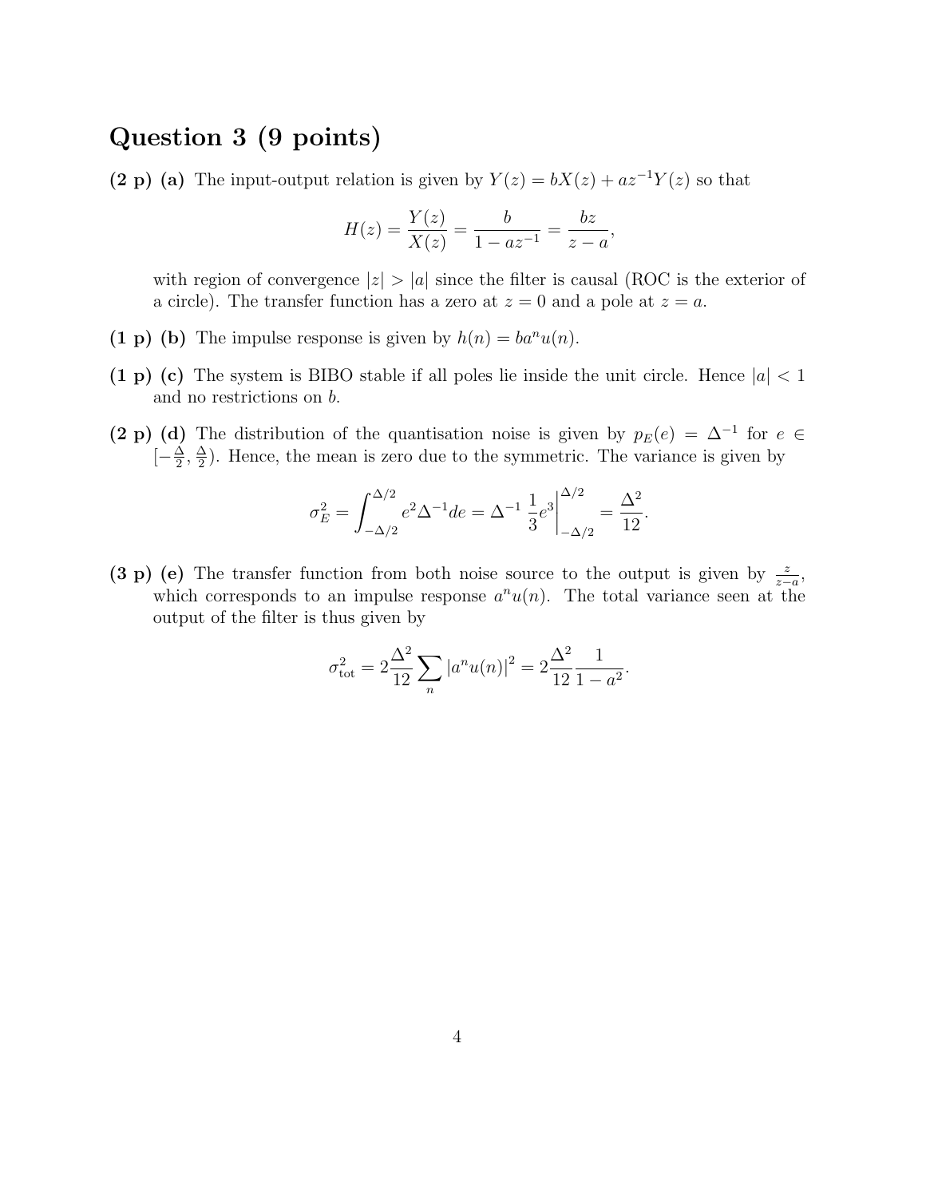## Question 3 (9 points)

**(2 p) (a)** The input-output relation is given by $Y(z) = bX(z) + az^{-1}Y(z)$ so that

$$H(z) = \frac{Y(z)}{X(z)} = \frac{b}{1 - az^{-1}} = \frac{bz}{z - a},$$

with region of convergence $|z| > |a|$ since the filter is causal (ROC is the exterior of a circle). The transfer function has a zero at $z = 0$ and a pole at $z = a$.

**(1 p) (b)** The impulse response is given by $h(n) = ba^n u(n)$.

**(1 p) (c)** The system is BIBO stable if all poles lie inside the unit circle. Hence $|a| < 1$ and no restrictions on $b$.

**(2 p) (d)** The distribution of the quantisation noise is given by $p_E(e) = \Delta^{-1}$ for $e \in [-\frac{\Delta}{2}, \frac{\Delta}{2})$. Hence, the mean is zero due to the symmetric. The variance is given by

$$\sigma_E^2 = \int_{-\Delta/2}^{\Delta/2} e^2 \Delta^{-1} de = \Delta^{-1} \left. \frac{1}{3} e^3 \right|_{-\Delta/2}^{\Delta/2} = \frac{\Delta^2}{12}.$$

**(3 p) (e)** The transfer function from both noise source to the output is given by $\frac{z}{z-a}$, which corresponds to an impulse response $a^n u(n)$. The total variance seen at the output of the filter is thus given by

$$\sigma_{\text{tot}}^2 = 2\frac{\Delta^2}{12} \sum_n |a^n u(n)|^2 = 2\frac{\Delta^2}{12} \frac{1}{1 - a^2}.$$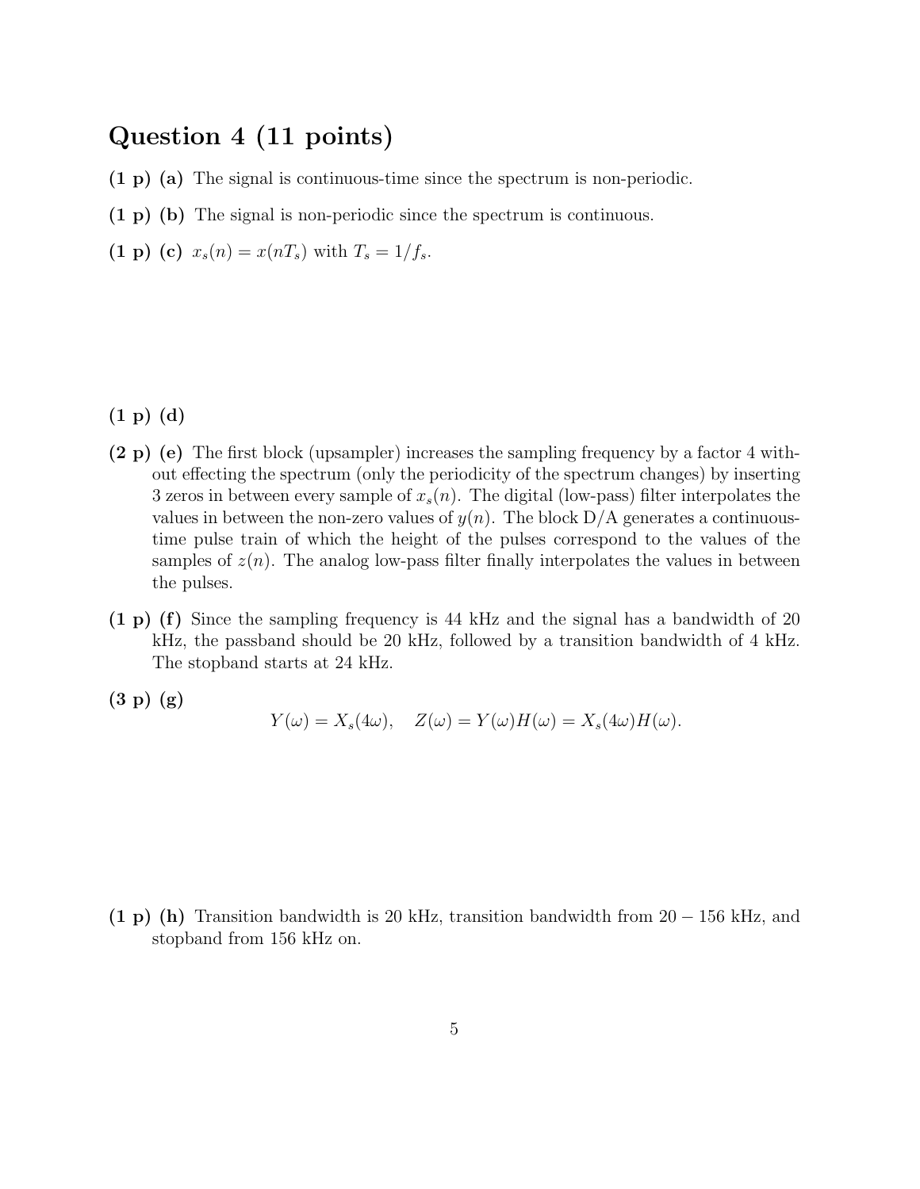# Question 4 (11 points)

**(1 p) (a)** The signal is continuous-time since the spectrum is non-periodic.

**(1 p) (b)** The signal is non-periodic since the spectrum is continuous.

**(1 p) (c)** $x_s(n) = x(nT_s)$ with $T_s = 1/f_s$.

**(1 p) (d)**

**(2 p) (e)** The first block (upsampler) increases the sampling frequency by a factor 4 without effecting the spectrum (only the periodicity of the spectrum changes) by inserting 3 zeros in between every sample of $x_s(n)$. The digital (low-pass) filter interpolates the values in between the non-zero values of $y(n)$. The block D/A generates a continuous-time pulse train of which the height of the pulses correspond to the values of the samples of $z(n)$. The analog low-pass filter finally interpolates the values in between the pulses.

**(1 p) (f)** Since the sampling frequency is 44 kHz and the signal has a bandwidth of 20 kHz, the passband should be 20 kHz, followed by a transition bandwidth of 4 kHz. The stopband starts at 24 kHz.

**(3 p) (g)**

$$Y(\omega) = X_s(4\omega), \quad Z(\omega) = Y(\omega)H(\omega) = X_s(4\omega)H(\omega).$$

**(1 p) (h)** Transition bandwidth is 20 kHz, transition bandwidth from $20 - 156$ kHz, and stopband from 156 kHz on.